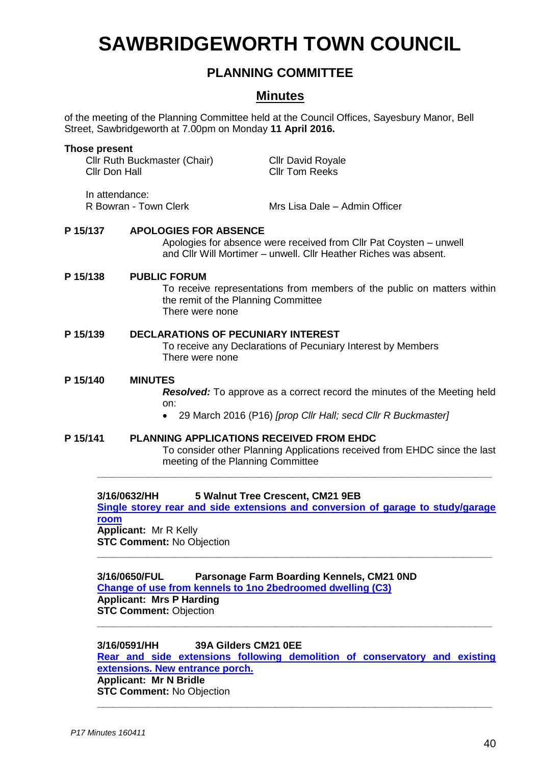# SAWBRIDGEWORTH TOWN COUNCIL

## PLANNING COMMITTEE

## Minutes

of the meeting of the Planning Committee held at the Council Offices, Sayesbury Manor, Bell Street, Sawbridgeworth at 7.00pm on Monday **11 April 2016.**

**Those present**

Cllr Ruth Buckmaster (Chair)
Cllr Don Hall
Cllr David Royale
Cllr Tom Reeks

In attendance:
R Bowran - Town Clerk
Mrs Lisa Dale – Admin Officer

**P 15/137 APOLOGIES FOR ABSENCE**

Apologies for absence were received from Cllr Pat Coysten – unwell and Cllr Will Mortimer – unwell. Cllr Heather Riches was absent.

**P 15/138 PUBLIC FORUM**

To receive representations from members of the public on matters within the remit of the Planning Committee
There were none

**P 15/139 DECLARATIONS OF PECUNIARY INTEREST**

To receive any Declarations of Pecuniary Interest by Members
There were none

**P 15/140 MINUTES**

***Resolved:*** To approve as a correct record the minutes of the Meeting held on:

- 29 March 2016 (P16) *[prop Cllr Hall; secd Cllr R Buckmaster]*

**P 15/141 PLANNING APPLICATIONS RECEIVED FROM EHDC**

To consider other Planning Applications received from EHDC since the last meeting of the Planning Committee

---

**3/16/0632/HH 5 Walnut Tree Crescent, CM21 9EB**
**Single storey rear and side extensions and conversion of garage to study/garage room**
**Applicant:** Mr R Kelly
**STC Comment:** No Objection

---

**3/16/0650/FUL Parsonage Farm Boarding Kennels, CM21 0ND**
**Change of use from kennels to 1no 2bedroomed dwelling (C3)**
**Applicant: Mrs P Harding**
**STC Comment:** Objection

---

**3/16/0591/HH 39A Gilders CM21 0EE**
**Rear and side extensions following demolition of conservatory and existing extensions. New entrance porch.**
**Applicant: Mr N Bridle**
**STC Comment:** No Objection

---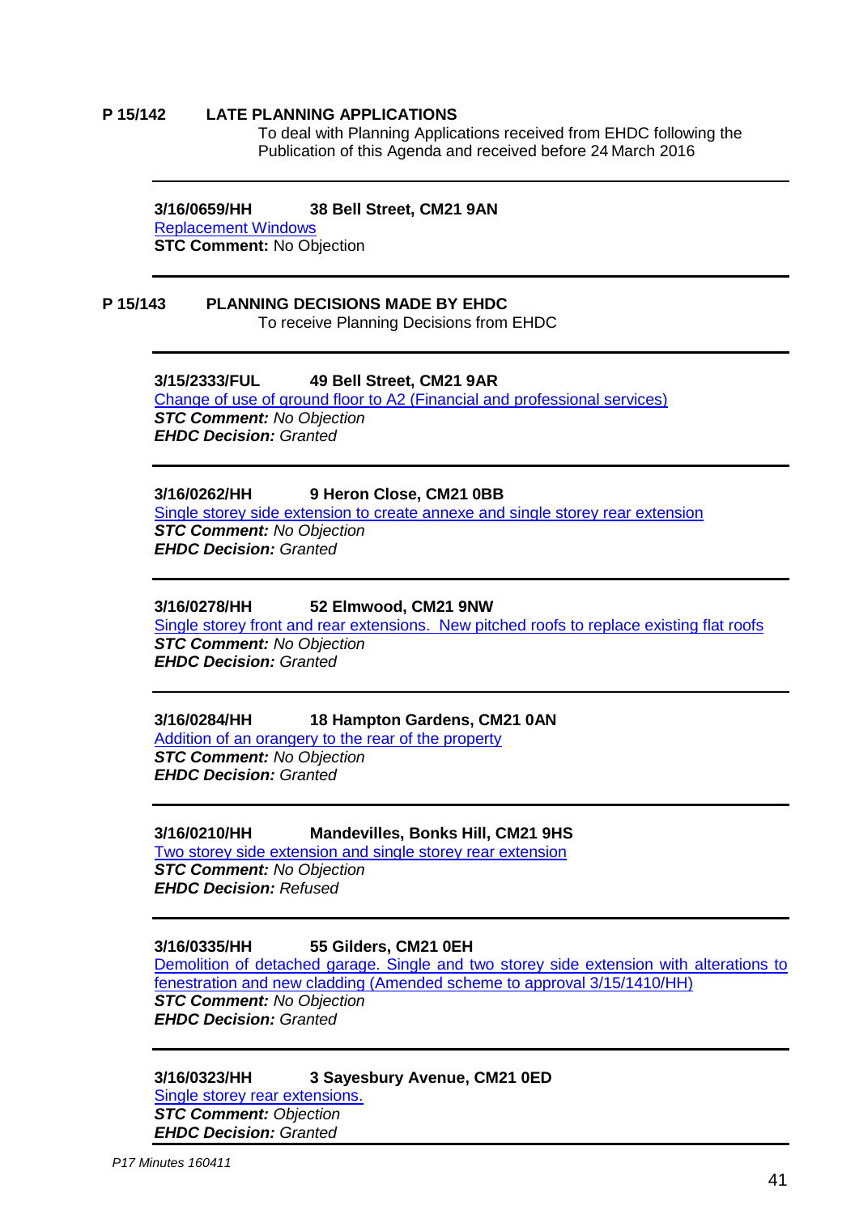**P 15/142 LATE PLANNING APPLICATIONS**

To deal with Planning Applications received from EHDC following the Publication of this Agenda and received before 24 March 2016

---

**3/16/0659/HH 38 Bell Street, CM21 9AN**

Replacement Windows

**STC Comment:** No Objection

---

**P 15/143 PLANNING DECISIONS MADE BY EHDC**

To receive Planning Decisions from EHDC

---

**3/15/2333/FUL 49 Bell Street, CM21 9AR**

Change of use of ground floor to A2 (Financial and professional services)

***STC Comment:*** *No Objection*

***EHDC Decision:*** *Granted*

---

**3/16/0262/HH 9 Heron Close, CM21 0BB**

Single storey side extension to create annexe and single storey rear extension

***STC Comment:*** *No Objection*

***EHDC Decision:*** *Granted*

---

**3/16/0278/HH 52 Elmwood, CM21 9NW**

Single storey front and rear extensions. New pitched roofs to replace existing flat roofs

***STC Comment:*** *No Objection*

***EHDC Decision:*** *Granted*

---

**3/16/0284/HH 18 Hampton Gardens, CM21 0AN**

Addition of an orangery to the rear of the property

***STC Comment:*** *No Objection*

***EHDC Decision:*** *Granted*

---

**3/16/0210/HH Mandevilles, Bonks Hill, CM21 9HS**

Two storey side extension and single storey rear extension

***STC Comment:*** *No Objection*

***EHDC Decision:*** *Refused*

---

**3/16/0335/HH 55 Gilders, CM21 0EH**

Demolition of detached garage. Single and two storey side extension with alterations to fenestration and new cladding (Amended scheme to approval 3/15/1410/HH)

***STC Comment:*** *No Objection*

***EHDC Decision:*** *Granted*

---

**3/16/0323/HH 3 Sayesbury Avenue, CM21 0ED**

Single storey rear extensions.

***STC Comment:*** *Objection*

***EHDC Decision:*** *Granted*

---

*P17 Minutes 160411*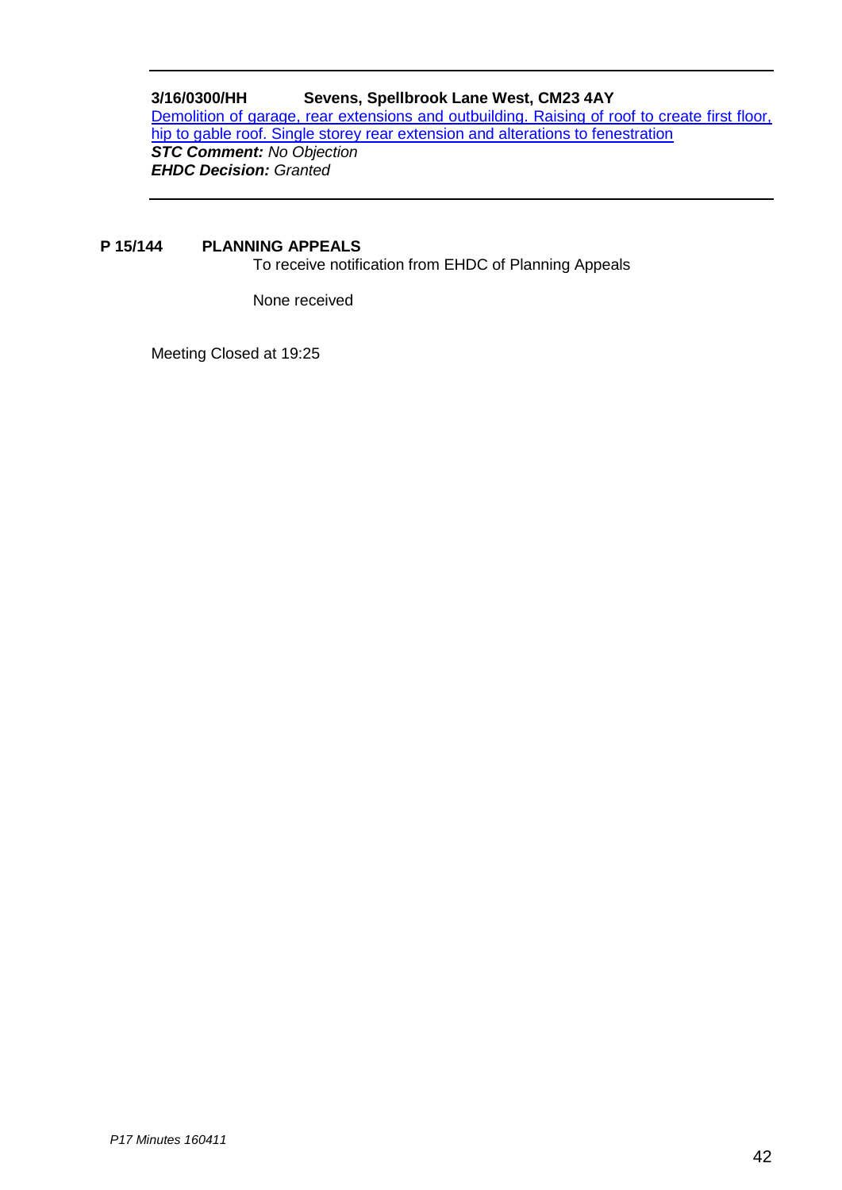---

**3/16/0300/HH Sevens, Spellbrook Lane West, CM23 4AY**
Demolition of garage, rear extensions and outbuilding. Raising of roof to create first floor, hip to gable roof. Single storey rear extension and alterations to fenestration
***STC Comment:*** *No Objection*
***EHDC Decision:*** *Granted*

---

**P 15/144 PLANNING APPEALS**

To receive notification from EHDC of Planning Appeals

None received

Meeting Closed at 19:25